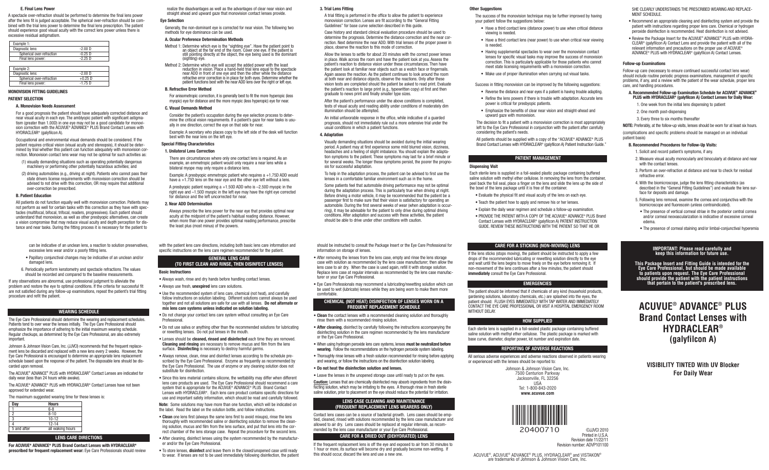### E. Final Lens Power

A spectacle over-refraction should be performed to determine the final lens power after the lens fit is judged acceptable. The spherical over-refraction should be combined with the trial lens power to determine the final lens prescription. The patient should experience good visual acuity with the correct lens power unless there is excessive residual astigmatism.

| Example 1: | |
|---|---|
| Diagnostic lens: | -2.00 D |
| Spherical over-refraction | -0.25 D |
| Final lens power: | -2.25 D |

| Example 2: | |
|---|---|
| Diagnostic lens: | -2.00 D |
| Spherical over-refraction | +0.25 D |
| Final lens power: | -1.75 D |

## MONOVISION FITTING GUIDELINES

### PATIENT SELECTION

#### A. Monovision Needs Assessment

For a good prognosis the patient should have adequately corrected distance and near visual acuity in each eye. The amblyopic patient with significant astigmatism (greater than 1.00D) in one eye may not be a good candidate for monovision correction with the ACUVUE® ADVANCE® PLUS Brand Contact Lenses with HYDRACLEAR® (galyfilcon A).

Occupational and environmental visual demands should be considered. If the patient requires critical vision (visual acuity and stereopsis), it should be determined by trial whether this patient can function adequately with monovision correction. Monovision contact lens wear may not be optimal for such activities as:

(1) visually demanding situations such as operating potentially dangerous machinery or performing other potentially hazardous activities; and

(2) driving automobiles (e.g., driving at night). Patients who cannot pass their state drivers license requirements with monovision correction should be advised to not drive with this correction, OR may require that additional over-correction be prescribed.

#### B. Patient Education

All patients do not function equally well with monovision correction. Patients may not perform as well for certain tasks with this correction as they have with spectacles (multifocal, bifocal, trifocal, readers, progressives). Each patient should understand that monovision, as well as other presbyopic alternatives, can create a vision compromise that may reduce visual acuity and depth perception for distance and near tasks. During the fitting process it is necessary for the patient to realize the disadvantages as well as the advantages of clear near vision and straight ahead and upward gaze that monovision contact lenses provide.

### Eye Selection

Generally, the non-dominant eye is corrected for near vision. The following two methods for eye dominance can be used.

#### A. Ocular Preference Determination Methods

Method 1: Determine which eye is the "sighting eye". Have the patient point to an object at the far end of the room. Cover one eye. If the patient is still pointing directly at the object, the eye being used is the dominant (sighting) eye.

Method 2: Determine which eye will accept the added power with the least reduction in vision. Place a hand-held trial lens equal to the spectacle near ADD in front of one eye and then the other while the distance refractive error correction is in place for both eyes. Determine whether the patient functions best with the near ADD lens over the right or left eye.

#### B. Refractive Error Method

For anisometropic correction, it is generally best to fit the more hyperopic (less myopic) eye for distance and the more myopic (less hyperopic) eye for near.

#### C. Visual Demands Method

Consider the patient's occupation during the eye selection process to determine the critical vision requirements. If a patient's gaze for near tasks is usually in one direction, correct the eye on that side for near.

Example: A secretary who places copy to the left side of the desk will function best with the near lens on the left eye.

### Special Fitting Characteristics

#### 1. Unilateral Lens Correction

There are circumstances where only one contact lens is required. As an example, an emmetropic patient would only require a near lens while a bilateral myope may only require a distance lens.

Example: A presbyopic emmetropic patient who requires a +1.75D ADD would have a +1.75D lens on the near eye and the other eye left without a lens.

A presbyopic patient requiring a +1.50D ADD who is −2.50D myopic in the right eye and −1.50D myopic in the left eye may have the right eye corrected for distance and the left uncorrected for near.

#### 2. Near ADD Determination

Always prescribe the lens power for the near eye that provides optimal near acuity at the midpoint of the patient's habitual reading distance. However, when more than one power provides optimal reading performance, prescribe the least plus (most minus) of the powers.

### 3. Trial Lens Fitting

A trial fitting is performed in the office to allow the patient to experience monovision correction. Lenses are fit according to the "General Fitting Guidelines" for base curve selection described in this guide.

Case history and standard clinical evaluation procedure should be used to determine the prognosis. Determine the distance correction and the near correction. Next determine the near ADD. With trial lenses of the proper power in place, observe the reaction to this mode of correction.

Allow the lenses to settle for about 20 minutes with the correct power lenses in place. Walk across the room and have the patient look at you. Assess the patient's reaction to distance vision under these circumstances. Then have the patient look at familiar near objects such as a watch face or fingernails. Again assess the reaction. As the patient continues to look around the room at both near and distance objects, observe the reactions. Only after these vision tests are completed should the patient be asked to read print. Evaluate the patient's reaction to large print (e.g., typewritten copy) at first and then graduate to news print and finally smaller type sizes.

After the patient's performance under the above conditions is completed, tests of visual acuity and reading ability under conditions of moderately dim illumination should be attempted.

An initial unfavorable response in the office, while indicative of a guarded prognosis, should not immediately rule out a more extensive trial under the usual conditions in which a patient functions.

### 4. Adaptation

Visually demanding situations should be avoided during the initial wearing period. A patient may at first experience some mild blurred vision, dizziness, headaches and a feeling of slight imbalance. You should explain the adaptation symptoms to the patient. These symptoms may last for a brief minute or for several weeks. The longer these symptoms persist, the poorer the prognosis for successful adaptation.

To help in the adaptation process, the patient can be advised to first use the lenses in a comfortable familiar environment such as in the home.

Some patients feel that automobile driving performance may not be optimal during the adaptation process. This is particularly true when driving at night. Before driving a motor vehicle, it may be recommended that the patient be a passenger first to make sure that their vision is satisfactory for operating an automobile. During the first several weeks of wear (when adaptation is occurring), it may be advisable for the patient to only drive during optimal driving conditions. After adaptation and success with these activities, the patient should be able to drive under other conditions with caution.

### Other Suggestions

The success of the monovision technique may be further improved by having your patient follow the suggestions below:

- Have a third contact lens (distance power) to use when critical distance viewing is needed.
- Have a third contact lens (near power) to use when critical near viewing is needed.
- Having supplemental spectacles to wear over the monovision contact lenses for specific visual tasks may improve the success of monovision correction. This is particularly applicable for those patients who cannot meet state licensing requirements with a monovision correction.
- Make use of proper illumination when carrying out visual tasks.

Success in fitting monovision can be improved by the following suggestions:

- Reverse the distance and near eyes if a patient is having trouble adapting.
- Refine the lens powers if there is trouble with adaptation. Accurate lens power is critical for presbyopic patients.
- Emphasize the benefits of clear near vision and straight-ahead and upward gaze with monovision.

The decision to fit a patient with a monovision correction is most appropriately left to the Eye Care Professional in conjunction with the patient after carefully considering the patient's needs.

All patients should be supplied with a copy of the "ACUVUE® ADVANCE® PLUS Brand Contact Lenses with HYDRACLEAR® (galyfilcon A) Patient Instruction Guide."

## PATIENT MANAGEMENT

### Dispensing Visit

Each sterile lens is supplied in a foil-sealed plastic package containing buffered saline solution with methyl ether cellulose. In removing the lens from the container, peel back the foil seal, place a finger on the lens and slide the lens up the side of the bowl of the lens package until it is free of the container.

- Evaluate the physical fit and visual acuity of the lens on each eye.
- Teach the patient how to apply and remove his or her lenses.
- Explain the daily wear regimen and schedule a follow-up examination.
- PROVIDE THE PATIENT WITH A COPY OF THE ACUVUE® ADVANCE® PLUS Brand Contact Lenses with HYDRACLEAR® (galyfilcon A) PATIENT INSTRUCTION GUIDE. REVIEW THESE INSTRUCTIONS WITH THE PATIENT SO THAT HE OR SHE CLEARLY UNDERSTANDS THE PRESCRIBED WEARING AND REPLACEMENT SCHEDULE.
- Recommend an appropriate cleaning and disinfecting system and provide the patient with instructions regarding proper lens care. Chemical or hydrogen peroxide disinfection is recommended. Heat disinfection is not advised.
- Review the Package Insert for the ACUVUE® ADVANCE® PLUS with HYDRACLEAR® (galyfilcon A) Contact Lens and provide the patient with all of the relevant information and precautions on the proper use of ACUVUE® ADVANCE® PLUS with HYDRACLEAR® (galyfilcon A) Contact Lenses.

### Follow-up Examinations

Follow-up care (necessary to ensure continued successful contact lens wear) should include routine periodic progress examinations, management of specific problems, if any, and a review with the patient of the wear schedule, proper lens care, and handling procedures.

#### A. Recommended Follow-up Examination Schedule for ACUVUE® ADVANCE® PLUS with HYDRACLEAR® (galyfilcon A) Contact Lenses for Daily Wear:

1. One week from the initial lens dispensing to patient
2. One month post-dispensing
3. Every three to six months thereafter

**NOTE:** Preferably, at the follow-up visits, lenses should be worn for at least six hours.

(complications and specific problems should be managed on an individual patient basis)

#### B. Recommended Procedures for Follow-Up Visits:

1. Solicit and record patient's symptoms, if any.
2. Measure visual acuity monocularly and binocularly at distance and near with the contact lenses.
3. Perform an over-refraction at distance and near to check for residual refractive error.
4. With the biomicroscope, judge the lens fitting characteristics (as described in the "General Fitting Guidelines") and evaluate the lens surface for deposits and damage.
5. Following lens removal, examine the cornea and conjunctiva with the biomicroscope and fluorescein (unless contraindicated).
   - The presence of vertical corneal striae in the posterior central cornea and/or corneal neovascularization is indicative of excessive corneal edema.
   - The presence of corneal staining and/or limbal-conjunctival hyperemia can be indicative of an unclean lens, a reaction to solution preservatives, excessive lens wear and/or a poorly fitting lens.
   - Papillary conjunctival changes may be indicative of an unclean and/or damaged lens.
6. Periodically perform keratometry and spectacle refractions. The values should be recorded and compared to the baseline measurements.

If any observations are abnormal, use professional judgment to alleviate the problem and restore the eye to optimal conditions. If the criteria for successful fit are not satisfied during any follow-up examinations, repeat the patient's trial fitting procedure and refit the patient.

## WEARING SCHEDULE

The Eye Care Professional should determine the wearing and replacement schedules. Patients tend to over wear the lenses initially. The Eye Care Professional should emphasize the importance of adhering to the initial maximum wearing schedule. Regular checkups, as determined by the Eye Care Professional, are also extremely important.

Johnson & Johnson Vision Care, Inc. (JJVCI) recommends that the frequent replacement lens be discarded and replaced with a new lens every 2 weeks. However, the Eye Care Professional is encouraged to determine an appropriate lens replacement schedule based upon the response of the patient. The disposable lens should be discarded upon removal.

The ACUVUE® ADVANCE® PLUS with HYDRACLEAR® Contact Lenses are indicated for daily wear (less than 24 hours while awake).

The ACUVUE® ADVANCE® PLUS with HYDRACLEAR® Contact Lenses have not been approved for extended wear.

The maximum suggested wearing time for these lenses is:

| Day | Hours |
|---|---|
| 1 | 6-8 |
| 2 | 8-10 |
| 3 | 10-12 |
| 4 | 12-14 |
| 5 and after | all waking hours |

## LENS CARE DIRECTIONS

**For ACUVUE® ADVANCE® PLUS Brand Contact Lenses with HYDRACLEAR® prescribed for frequent replacement wear:** Eye Care Professionals should review with the patient lens care directions, including both basic lens care information and specific instructions on the lens care regimen recommended for the patient.

## GENERAL LENS CARE (TO FIRST CLEAN AND RINSE, THEN DISINFECT LENSES)

### Basic Instructions

- Always wash, rinse and dry hands before handling contact lenses.
- Always use fresh, **unexpired** lens care solutions.
- Use the recommended system of lens care, chemical (not heat), and carefully follow instructions on solution labeling. Different solutions cannot always be used together and not all solutions are safe for use with all lenses. **Do not alternate or mix lens care systems unless indicated on solution labeling.**
- Do not change your contact lens care system without consulting an Eye Care Professional.
- Do not use saliva or anything other than the recommended solutions for lubricating or rewetting lenses. Do not put lenses in the mouth.
- Lenses should be **cleaned, rinsed and disinfected** each time they are removed. **Cleaning and rinsing** are necessary to remove mucus and film from the lens surface. **Disinfecting** is necessary to destroy harmful germs.
- Always remove, clean, rinse and disinfect lenses according to the schedule prescribed by the Eye Care Professional. Enzyme as frequently as recommended by the Eye Care Professional. The use of enzyme or any cleaning solution does not substitute for disinfection.
- Since this lens material contains silicone, the wettability may differ when different lens care products are used. The Eye Care Professional should recommend a care system that is appropriate for the ACUVUE® ADVANCE® PLUS Brand Contact Lenses with HYDRACLEAR®. Each lens care product contains specific directions for use and important safety information, which should be read and carefully followed.

**Note:** Some solutions may have more than one function, which will be indicated on the label. Read the label on the solution bottle, and follow instructions.

- **Clean** one lens first (always the same lens first to avoid mixups), rinse the lens thoroughly with recommended saline or disinfecting solution to remove the cleaning solution, mucus and film from the lens surface, and put that lens into the correct chamber of the lens storage case. Repeat the procedure for the second lens.
- After cleaning, disinfect lenses using the system recommended by the manufacturer and/or the Eye Care Professional.
- To store lenses, **disinfect** and leave them in the closed/unopened case until ready to wear. If lenses are not to be used immediately following disinfection, the patient should be instructed to consult the Package Insert or the Eye Care Professional for information on storage of lenses.
- After removing the lenses from the lens case, empty and rinse the lens storage case with solution as recommended by the lens case manufacturer; then allow the lens case to air dry. When the case is used again, refill it with storage solution. Replace lens case at regular intervals as recommended by the lens case manufacturer or your Eye Care Professional.
- Eye Care Professionals may recommend a lubricating/rewetting solution which can be used to wet (lubricate) lenses while they are being worn to make them more comfortable.

## CHEMICAL (NOT HEAT) DISINFECTION OF LENSES WORN ON A FREQUENT REPLACEMENT SCHEDULE

- **Clean** the contact lenses with a recommended cleaning solution and thoroughly rinse them with a recommended rinsing solution.
- **After cleaning**, disinfect by carefully following the instructions accompanying the disinfecting solution in the care regimen recommended by the lens manufacturer or the Eye Care Professional.
- When using hydrogen peroxide lens care systems, lenses **must be neutralized before wearing**. Follow the recommendations on the hydrogen peroxide system labeling.
- Thoroughly rinse lenses with a fresh solution recommended for rinsing before applying and wearing, or follow the instructions on the disinfection solution labeling.
- **Do not heat the disinfection solution and lenses.**
- Leave the lenses in the unopened storage case until ready to put on the eyes.

**Caution:** Lenses that are chemically disinfected may absorb ingredients from the disinfecting solution, which may be irritating to the eyes. A thorough rinse in fresh sterile saline solution, prior to placement on the eye should reduce the potential for irritation.

## LENS CASE CLEANING AND MAINTENANCE (FREQUENT REPLACEMENT LENS WEARERS ONLY)

Contact lens cases can be a source of bacterial growth. Lens cases should be emptied, cleaned, rinsed with solutions recommended by the lens case manufacturer and allowed to air dry. Lens cases should be replaced at regular intervals, as recommended by the lens case manufacturer or your Eye Care Professional.

## CARE FOR A DRIED OUT (DEHYDRATED) LENS

If the frequent replacement lens is off the eye and exposed to air from 30 minutes to 1 hour or more, its surface will become dry and gradually become non-wetting. If this should occur, discard the lens and use a new one.

## CARE FOR A STICKING (NON-MOVING) LENS

If the lens sticks (stops moving), the patient should be instructed to apply a few drops of the recommended lubricating or rewetting solution directly to the eye and wait until the lens begins to move freely on the eye before removing it. If non-movement of the lens continues after a few minutes, the patient should **immediately** consult the Eye Care Professional.

## EMERGENCIES

The patient should be informed that if chemicals of any kind (household products, gardening solutions, laboratory chemicals, etc.) are splashed into the eyes, the patient should: FLUSH EYES IMMEDIATELY WITH TAP WATER AND IMMEDIATELY CONTACT THE EYE CARE PROFESSIONAL OR VISIT A HOSPITAL EMERGENCY ROOM WITHOUT DELAY.

## HOW SUPPLIED

Each sterile lens is supplied in a foil-sealed plastic package containing buffered saline solution with methyl ether cellulose. The plastic package is marked with base curve, diameter, diopter power, lot number and expiration date.

## REPORTING OF ADVERSE REACTIONS

All serious adverse experiences and adverse reactions observed in patients wearing or experienced with the lenses should be reported to:

Johnson & Johnson Vision Care, Inc.
7500 Centurion Parkway
Jacksonville, FL 32256
USA
Tel: 1-800-843-2020
**www.acuvue.com**

20400710

©JJVCI 2010
Printed in U.S.A.
Revision date 11/22/11
Revision number: ADVP101100

ACUVUE®, ACUVUE® ADVANCE® PLUS, HYDRACLEAR® and VISTAKON® are trademarks of Johnson & Johnson Vision Care, Inc.

**IMPORTANT: Please read carefully and keep this information for future use.**

**This Package Insert and Fitting Guide is intended for the Eye Care Professional, but should be made available to patients upon request. The Eye Care Professional should provide the patient with the patient instructions that pertain to the patient's prescribed lens.**

# ACUVUE® ADVANCE® PLUS Brand Contact Lenses with HYDRACLEAR® (galyfilcon A)

**VISIBILITY TINTED With UV Blocker For Daily Wear**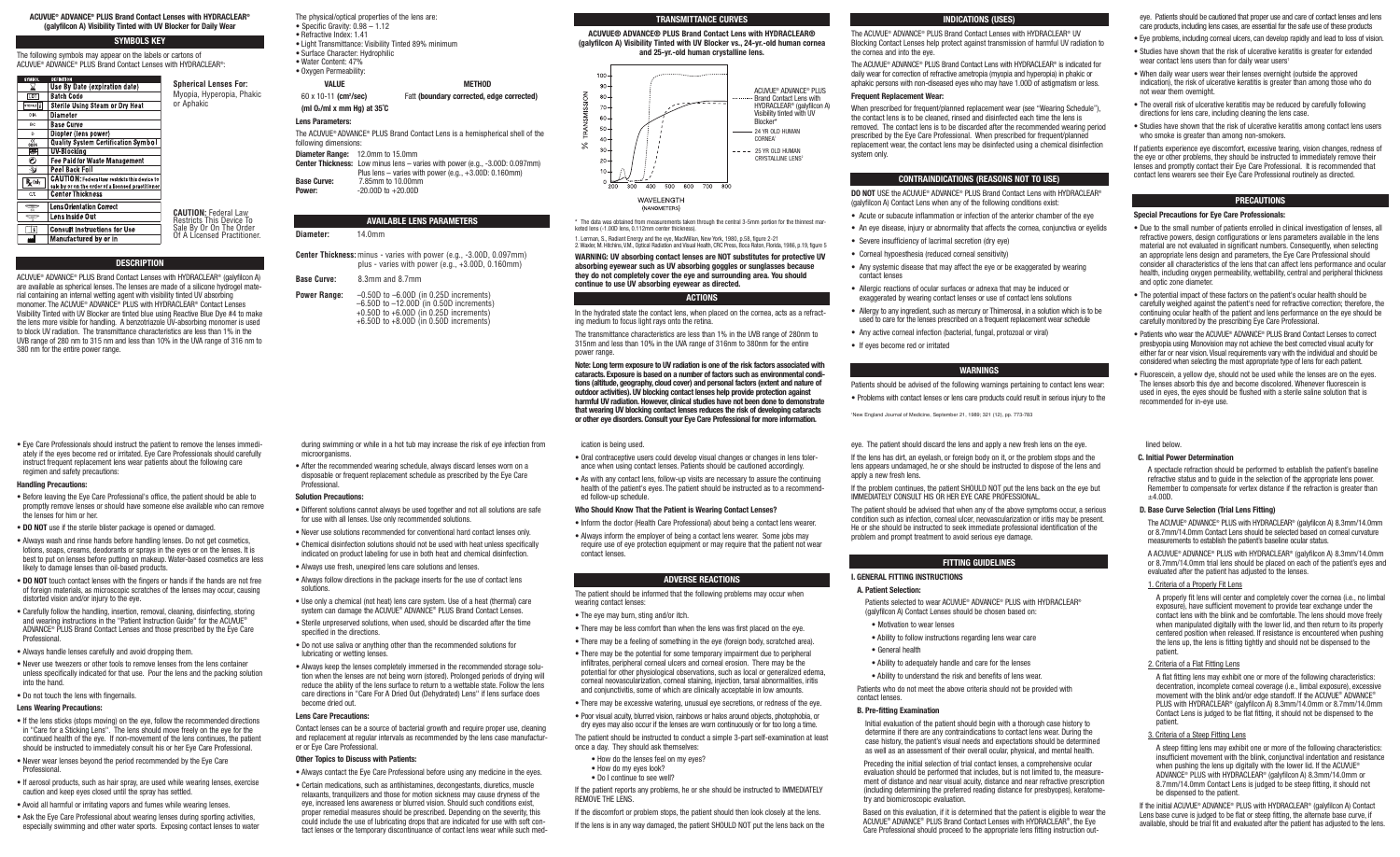**ACUVUE® ADVANCE® PLUS Brand Contact Lenses with HYDRACLEAR® (galyfilcon A) Visibility Tinted with UV Blocker for Daily Wear**

## SYMBOLS KEY

The following symbols may appear on the labels or cartons of ACUVUE® ADVANCE® PLUS Brand Contact Lenses with HYDRACLEAR®:

| SYMBOL | DEFINITION |
|---|---|
| | Use By Date (expiration date) |
| LOT | Batch Code |
| STERILE | Sterile Using Steam or Dry Heat |
| DIA | Diameter |
| BC | Base Curve |
| D | Diopter (lens power) |
| | Quality System Certification Symbol |
| | UV-Blocking |
| | Fee Paid for Waste Management |
| | Peel Back Foil |
| Rx only | CAUTION: Federal law restricts this device to sale by or on the order of a licensed practitioner |
| CT | Center Thickness |
| | Lens Orientation Correct |
| | Lens Inside Out |
| i | Consult Instructions for Use |
| | Manufactured by or in |

**Spherical Lenses For:** Myopia, Hyperopia, Phakic or Aphakic

**CAUTION:** Federal Law Restricts This Device To Sale By Or On The Order Of A Licensed Practitioner.

## DESCRIPTION

ACUVUE® ADVANCE® PLUS Brand Contact Lenses with HYDRACLEAR® (galyfilcon A) are available as spherical lenses. The lenses are made of a silicone hydrogel material containing an internal wetting agent with visibility tinted UV absorbing monomer. The ACUVUE® ADVANCE® PLUS with HYDRACLEAR® Contact Lenses Visibility Tinted with UV Blocker are tinted blue using Reactive Blue Dye #4 to make the lens more visible for handling. A benzotriazole UV-absorbing monomer is used to block UV radiation. The transmittance characteristics are less than 1% in the UVB range of 280 nm to 315 nm and less than 10% in the UVA range of 316 nm to 380 nm for the entire power range.

The physical/optical properties of the lens are:

- Specific Gravity: 0.98 – 1.12
- Refractive Index: 1.41
- Light Transmittance: Visibility Tinted 89% minimum
- Surface Character: Hydrophilic
- Water Content: 47%
- Oxygen Permeability:

| VALUE | METHOD |
|---|---|
| 60 x 10-11 (cm²/sec) (ml $O_2$/ml x mm Hg) at 35°C | Fatt **(boundary corrected, edge corrected)** |

**Lens Parameters:**

The ACUVUE® ADVANCE® PLUS Brand Contact Lens is a hemispherical shell of the following dimensions:

**Diameter Range:** 12.0mm to 15.0mm

**Center Thickness:** Low minus lens – varies with power (e.g., -3.00D: 0.097mm)
Plus lens – varies with power (e.g., +3.00D: 0.160mm)

**Base Curve:** 7.85mm to 10.00mm

**Power:** -20.00D to +20.00D

## AVAILABLE LENS PARAMETERS

**Diameter:** 14.0mm

**Center Thickness:** minus - varies with power (e.g., -3.00D, 0.097mm)
plus - varies with power (e.g., +3.00D, 0.160mm)

**Base Curve:** 8.3mm and 8.7mm

**Power Range:**
–0.50D to –6.00D (in 0.25D increments)
–6.50D to –12.00D (in 0.50D increments)
+0.50D to +6.00D (in 0.25D increments)
+6.50D to +8.00D (in 0.50D increments)

## TRANSMITTANCE CURVES

**ACUVUE® ADVANCE® PLUS Brand Contact Lens with HYDRACLEAR® (galyfilcon A) Visibility Tinted with UV Blocker vs., 24-yr.-old human cornea and 25-yr.-old human crystalline lens.**

% TRANSMISSION
0 10 20 30 40 50 60 70 80 90 100
200 300 400 500 600 700 800
WAVELENGTH (NANOMETERS)
ACUVUE® ADVANCE® PLUS Brand Contact Lens with HYDRACLEAR® (galyfilcon A) Visibility Tinted with UV Blocker*
24 YR OLD HUMAN CORNEA¹
25 YR OLD HUMAN CRYSTALLINE LENS²

\* The data was obtained from measurements taken through the central 3-5mm portion for the thinnest marketed lens (-1.00D lens, 0.112mm center thickness).

1. Lerman, S., Radiant Energy and the eye, MacMillan, New York, 1980, p.58, figure 2-21
2. Waxler, M. Hitchins, V.M., Optical Radiation and Visual Health, CRC Press, Boca Raton, Florida, 1986, p.19, figure 5

**WARNING: UV absorbing contact lenses are NOT substitutes for protective UV absorbing eyewear such as UV absorbing goggles or sunglasses because they do not completely cover the eye and surrounding area. You should continue to use UV absorbing eyewear as directed.**

## ACTIONS

In the hydrated state the contact lens, when placed on the cornea, acts as a refracting medium to focus light rays onto the retina.

The transmittance characteristics are less than 1% in the UVB range of 280nm to 315nm and less than 10% in the UVA range of 316nm to 380nm for the entire power range.

**Note: Long term exposure to UV radiation is one of the risk factors associated with cataracts. Exposure is based on a number of factors such as environmental conditions (altitude, geography, cloud cover) and personal factors (extent and nature of outdoor activities). UV blocking contact lenses help provide protection against harmful UV radiation. However, clinical studies have not been done to demonstrate that wearing UV blocking contact lenses reduces the risk of developing cataracts or other eye disorders. Consult your Eye Care Professional for more information.**

## INDICATIONS (USES)

The ACUVUE® ADVANCE® PLUS Brand Contact Lenses with HYDRACLEAR® UV Blocking Contact Lenses help protect against transmission of harmful UV radiation to the cornea and into the eye.

The ACUVUE® ADVANCE® PLUS Brand Contact Lenses with HYDRACLEAR® is indicated for daily wear for correction of refractive ametropia (myopia and hyperopia) in phakic or aphakic persons with non-diseased eyes who may have 1.00D of astigmatism or less.

**Frequent Replacement Wear:**

When prescribed for frequent/planned replacement wear (see "Wearing Schedule"), the contact lens is to be cleaned, rinsed and disinfected each time the lens is removed. The contact lens is to be discarded after the recommended wearing period prescribed by the Eye Care Professional. When prescribed for frequent/planned replacement wear, the contact lens may be disinfected using a chemical disinfection system only.

## CONTRAINDICATIONS (REASONS NOT TO USE)

**DO NOT** USE the ACUVUE® ADVANCE® PLUS Brand Contact Lens with HYDRACLEAR® (galyfilcon A) Contact Lens when any of the following conditions exist:

- Acute or subacute inflammation or infection of the anterior chamber of the eye
- An eye disease, injury or abnormality that affects the cornea, conjunctiva or eyelids
- Severe insufficiency of lacrimal secretion (dry eye)
- Corneal hypoesthesia (reduced corneal sensitivity)
- Any systemic disease that may affect the eye or be exaggerated by wearing contact lenses
- Allergic reactions of ocular surfaces or adnexa that may be induced or exaggerated by wearing contact lenses or use of contact lens solutions
- Allergy to any ingredient, such as mercury or Thimerosal, in a solution which is to be used to care for the lenses prescribed on a frequent replacement wear schedule
- Any active corneal infection (bacterial, fungal, protozoal or viral)
- If eyes become red or irritated

## WARNINGS

Patients should be advised of the following warnings pertaining to contact lens wear:

- Problems with contact lenses or lens care products could result in serious injury to the eye. Patients should be cautioned that proper use and care of contact lenses and lens care products, including lens cases, are essential for the safe use of these products
- Eye problems, including corneal ulcers, can develop rapidly and lead to loss of vision.
- Studies have shown that the risk of ulcerative keratitis is greater for extended wear contact lens users than for daily wear users¹
- When daily wear users wear their lenses overnight (outside the approved indication), the risk of ulcerative keratitis is greater than among those who do not wear them overnight.
- The overall risk of ulcerative keratitis may be reduced by carefully following directions for lens care, including cleaning the lens case.
- Studies have shown that the risk of ulcerative keratitis among contact lens users who smoke is greater than among non-smokers.

If patients experience eye discomfort, excessive tearing, vision changes, redness of the eye or other problems, they should be instructed to immediately remove their lenses and promptly contact their Eye Care Professional. It is recommended that contact lens wearers see their Eye Care Professional routinely as directed.

¹New England Journal of Medicine, September 21, 1989; 321 (12), pp. 773-783

## PRECAUTIONS

**Special Precautions for Eye Care Professionals:**

- Due to the small number of patients enrolled in clinical investigation of lenses, all refractive powers, design configurations or lens parameters available in the lens material are not evaluated in significant numbers. Consequently, when selecting an appropriate lens design and parameters, the Eye Care Professional should consider all characteristics of the lens that can affect lens performance and ocular health, including oxygen permeability, wettability, central and peripheral thickness and optic zone diameter.
- The potential impact of these factors on the patient's ocular health should be carefully weighed against the patient's need for refractive correction; therefore, the continuing ocular health of the patient and lens performance on the eye should be carefully monitored by the prescribing Eye Care Professional.
- Patients who wear the ACUVUE® ADVANCE® PLUS Brand Contact Lenses to correct presbyopia using Monovision may not achieve the best corrected visual acuity for either far or near vision. Visual requirements vary with the individual and should be considered when selecting the most appropriate type of lens for each patient.
- Fluorescein, a yellow dye, should not be used while the lenses are on the eyes. The lenses absorb this dye and become discolored. Whenever fluorescein is used in eyes, the eyes should be flushed with a sterile saline solution that is recommended for in-eye use.
- Eye Care Professionals should instruct the patient to remove the lenses immediately if the eyes become red or irritated. Eye Care Professionals should carefully instruct frequent replacement lens wear patients about the following care regimen and safety precautions:

**Handling Precautions:**

- Before leaving the Eye Care Professional's office, the patient should be able to promptly remove lenses or should have someone else available who can remove the lenses for him or her.
- **DO NOT** use if the sterile blister package is opened or damaged.
- Always wash and rinse hands before handling lenses. Do not get cosmetics, lotions, soaps, creams, deodorants or sprays in the eyes or on the lenses. It is best to put on lenses before putting on makeup. Water-based cosmetics are less likely to damage lenses than oil-based products.
- **DO NOT** touch contact lenses with the fingers or hands if the hands are not free of foreign materials, as microscopic scratches of the lenses may occur, causing distorted vision and/or injury to the eye.
- Carefully follow the handling, insertion, removal, cleaning, disinfecting, storing and wearing instructions in the "Patient Instruction Guide" for the ACUVUE® ADVANCE® PLUS Brand Contact Lenses and those prescribed by the Eye Care Professional.
- Always handle lenses carefully and avoid dropping them.
- Never use tweezers or other tools to remove lenses from the lens container unless specifically indicated for that use. Pour the lens and the packing solution into the hand.
- Do not touch the lens with fingernails.

**Lens Wearing Precautions:**

- If the lens sticks (stops moving) on the eye, follow the recommended directions in "Care for a Sticking Lens". The lens should move freely on the eye for the continued health of the eye. If non-movement of the lens continues, the patient should be instructed to immediately consult his or her Eye Care Professional.
- Never wear lenses beyond the period recommended by the Eye Care Professional.
- If aerosol products, such as hair spray, are used while wearing lenses, exercise caution and keep eyes closed until the spray has settled.
- Avoid all harmful or irritating vapors and fumes while wearing lenses.
- Ask the Eye Care Professional about wearing lenses during sporting activities, especially swimming and other water sports. Exposing contact lenses to water during swimming or while in a hot tub may increase the risk of eye infection from microorganisms.
- After the recommended wearing schedule, always discard lenses worn on a disposable or frequent replacement schedule as prescribed by the Eye Care Professional.

**Solution Precautions:**

- Different solutions cannot always be used together and not all solutions are safe for use with all lenses. Use only recommended solutions.
- Never use solutions recommended for conventional hard contact lenses only.
- Chemical disinfection solutions should not be used with heat unless specifically indicated on product labeling for use in both heat and chemical disinfection.
- Always use fresh, unexpired lens care solutions and lenses.
- Always follow directions in the package inserts for the use of contact lens solutions.
- Use only a chemical (not heat) lens care system. Use of a heat (thermal) care system can damage the ACUVUE® ADVANCE® PLUS Brand Contact Lenses.
- Sterile unpreserved solutions, when used, should be discarded after the time specified in the directions.
- Do not use saliva or anything other than the recommended solutions for lubricating or wetting lenses.
- Always keep the lenses completely immersed in the recommended storage solution when the lenses are not being worn (stored). Prolonged periods of drying will reduce the ability of the lens surface to return to a wettable state. Follow the lens care directions in "Care For A Dried Out (Dehydrated) Lens" if lens surface does become dried out.

**Lens Care Precautions:**

Contact lenses can be a source of bacterial growth and require proper use, cleaning and replacement at regular intervals as recommended by the lens case manufacturer or Eye Care Professional.

**Other Topics to Discuss with Patients:**

- Always contact the Eye Care Professional before using any medicine in the eyes.
- Certain medications, such as antihistamines, decongestants, diuretics, muscle relaxants, tranquilizers and those for motion sickness may cause dryness of the eye, increased lens awareness or blurred vision. Should such conditions exist, proper remedial measures should be prescribed. Depending on the severity, this could include the use of lubricating drops that are indicated for use with soft contact lenses or the temporary discontinuance of contact lens wear while such medication is being used.
- Oral contraceptive users could develop visual changes or changes in lens tolerance when using contact lenses. Patients should be cautioned accordingly.
- As with any contact lens, follow-up visits are necessary to assure the continuing health of the patient's eyes. The patient should be instructed as to a recommended follow-up schedule.

**Who Should Know That the Patient is Wearing Contact Lenses?**

- Inform the doctor (Health Care Professional) about being a contact lens wearer.
- Always inform the employer of being a contact lens wearer. Some jobs may require use of eye protection equipment or may require that the patient not wear contact lenses.

## ADVERSE REACTIONS

The patient should be informed that the following problems may occur when wearing contact lenses:

- The eye may burn, sting and/or itch.
- There may be less comfort than when the lens was first placed on the eye.
- There may be a feeling of something in the eye (foreign body, scratched area).
- There may be the potential for some temporary impairment due to peripheral infiltrates, peripheral corneal ulcers and corneal erosion. There may be the potential for other physiological observations, such as local or generalized edema, corneal neovascularization, corneal staining, injection, tarsal abnormalities, iritis and conjunctivitis, some of which are clinically acceptable in low amounts.
- There may be excessive watering, unusual eye secretions, or redness of the eye.
- Poor visual acuity, blurred vision, rainbows or halos around objects, photophobia, or dry eyes may also occur if the lenses are worn continuously or for too long a time.

The patient should be instructed to conduct a simple 3-part self-examination at least once a day. They should ask themselves:

- How do the lenses feel on my eyes?
- How do my eyes look?
- Do I continue to see well?

If the patient reports any problems, he or she should be instructed to IMMEDIATELY REMOVE THE LENS.

If the discomfort or problem stops, the patient should then look closely at the lens.

If the lens is in any way damaged, the patient SHOULD NOT put the lens back on the eye. The patient should discard the lens and apply a new fresh lens on the eye.

If the lens has dirt, an eyelash, or foreign body on it, or the problem stops and the lens appears undamaged, he or she should be instructed to dispose of the lens and apply a new fresh lens.

If the problem continues, the patient SHOULD NOT put the lens back on the eye but IMMEDIATELY CONSULT HIS OR HER EYE CARE PROFESSIONAL.

The patient should be advised that when any of the above symptoms occur, a serious condition such as infection, corneal ulcer, neovascularization or iritis may be present. He or she should be instructed to seek immediate professional identification of the problem and prompt treatment to avoid serious eye damage.

## FITTING GUIDELINES

### I. GENERAL FITTING INSTRUCTIONS

**A. Patient Selection:**

Patients selected to wear ACUVUE® ADVANCE® PLUS with HYDRACLEAR® (galyfilcon A) Contact Lenses should be chosen based on:

- Motivation to wear lenses
- Ability to follow instructions regarding lens wear care
- General health
- Ability to adequately handle and care for the lenses
- Ability to understand the risk and benefits of lens wear.

Patients who do not meet the above criteria should not be provided with contact lenses.

**B. Pre-fitting Examination**

Initial evaluation of the patient should begin with a thorough case history to determine if there are any contraindications to contact lens wear. During the case history, the patient's visual needs and expectations should be determined as well as an assessment of their overall ocular, physical, and mental health.

Preceding the initial selection of trial contact lenses, a comprehensive ocular evaluation should be performed that includes, but is not limited to, the measurement of distance and near visual acuity, distance and near refractive prescription (including determining the preferred reading distance for presbyopes), keratometry and biomicroscopic evaluation.

Based on this evaluation, if it is determined that the patient is eligible to wear the ACUVUE® ADVANCE® PLUS Brand Contact Lenses with HYDRACLEAR®, the Eye Care Professional should proceed to the appropriate lens fitting instruction outlined below.

**C. Initial Power Determination**

A spectacle refraction should be performed to establish the patient's baseline refractive status and to guide in the selection of the appropriate lens power. Remember to compensate for vertex distance if the refraction is greater than ±4.00D.

**D. Base Curve Selection (Trial Lens Fitting)**

The ACUVUE® ADVANCE® PLUS with HYDRACLEAR® (galyfilcon A) 8.3mm/14.0mm or 8.7mm/14.0mm Contact Lens should be selected based on corneal curvature measurements to establish the patient's baseline ocular status.

A ACUVUE® ADVANCE® PLUS with HYDRACLEAR® (galyfilcon A) 8.3mm/14.0mm or 8.7mm/14.0mm trial lens should be placed on each of the patient's eyes and evaluated after the patient has adjusted to the lenses.

1. Criteria of a Properly Fit Lens

A properly fit lens will center and completely cover the cornea (i.e., no limbal exposure), have sufficient movement to provide tear exchange under the contact lens with the blink and be comfortable. The lens should move freely when manipulated digitally with the lower lid, and then return to its properly centered position when released. If resistance is encountered when pushing the lens up, the lens is fitting tightly and should not be dispensed to the patient.

2. Criteria of a Flat Fitting Lens

A flat fitting lens may exhibit one or more of the following characteristics: decentration, incomplete corneal coverage (i.e., limbal exposure), excessive movement with the blink and/or edge standoff. If the ACUVUE® ADVANCE® PLUS with HYDRACLEAR® (galyfilcon A) 8.3mm/14.0mm or 8.7mm/14.0mm Contact Lens is judged to be flat fitting, it should not be dispensed to the patient.

3. Criteria of a Steep Fitting Lens

A steep fitting lens may exhibit one or more of the following characteristics: insufficient movement with the blink, conjunctival indentation and resistance when pushing the lens up digitally with the lower lid. If the ACUVUE® ADVANCE® PLUS with HYDRACLEAR® (galyfilcon A) 8.3mm/14.0mm or 8.7mm/14.0mm Contact Lens is judged to be steep fitting, it should not be dispensed to the patient.

If the initial ACUVUE® ADVANCE® PLUS with HYDRACLEAR® (galyfilcon A) Contact Lens base curve is judged to be flat or steep fitting, the alternate base curve, if available, should be trial fit and evaluated after the patient has adjusted to the lens.